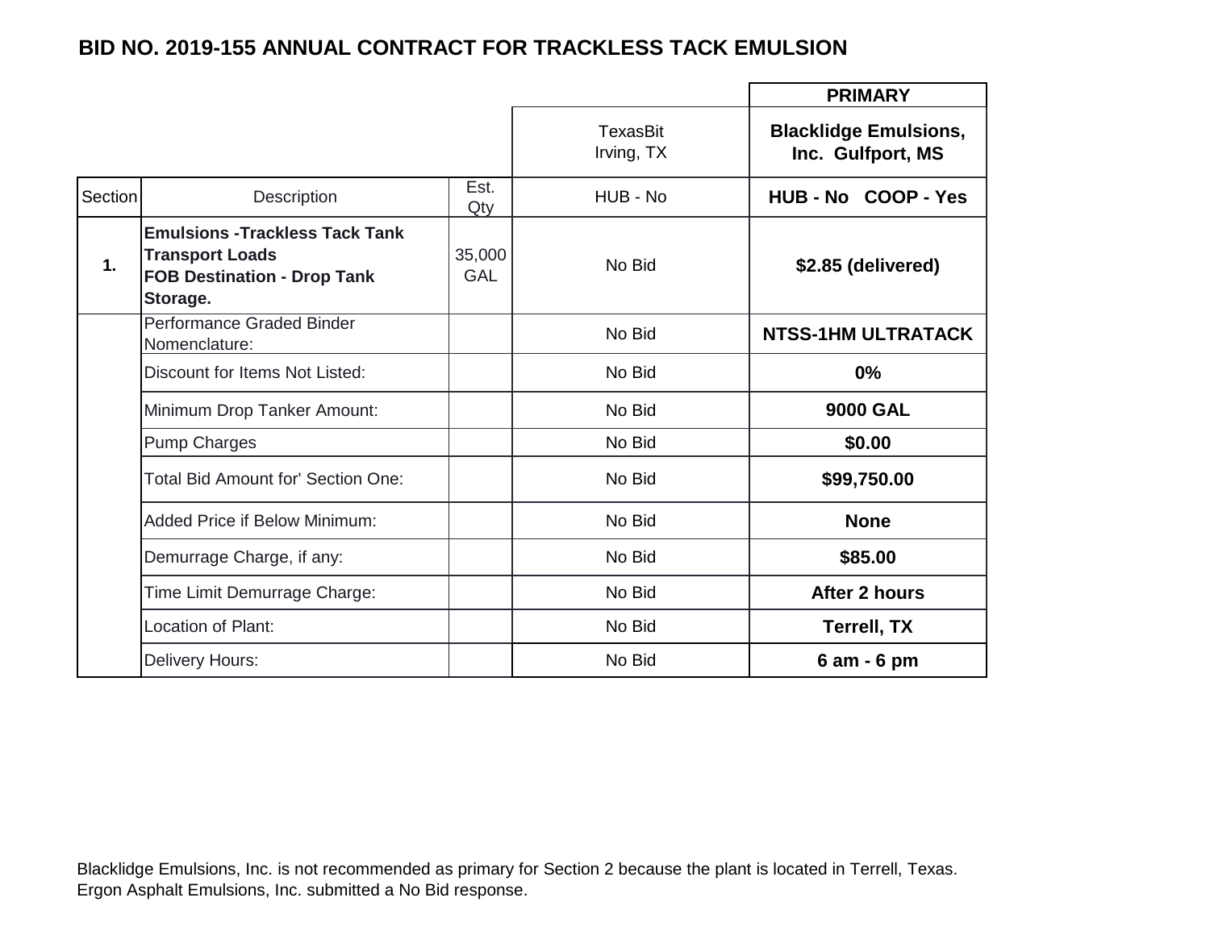# BID NO. 2019-155 ANNUAL CONTRACT FOR TRACKLESS TACK EMULSION

| Section | Description | Est. Qty | TexasBit Irving, TX | **PRIMARY** **Blacklidge Emulsions, Inc. Gulfport, MS** |
|---|---|---|---|---|
| | | | HUB - No | **HUB - No COOP - Yes** |
| **1.** | **Emulsions -Trackless Tack Tank Transport Loads FOB Destination - Drop Tank Storage.** | 35,000 GAL | No Bid | **$2.85 (delivered)** |
| | Performance Graded Binder Nomenclature: | | No Bid | **NTSS-1HM ULTRATACK** |
| | Discount for Items Not Listed: | | No Bid | **0%** |
| | Minimum Drop Tanker Amount: | | No Bid | **9000 GAL** |
| | Pump Charges | | No Bid | **$0.00** |
| | Total Bid Amount for' Section One: | | No Bid | **$99,750.00** |
| | Added Price if Below Minimum: | | No Bid | **None** |
| | Demurrage Charge, if any: | | No Bid | **$85.00** |
| | Time Limit Demurrage Charge: | | No Bid | **After 2 hours** |
| | Location of Plant: | | No Bid | **Terrell, TX** |
| | Delivery Hours: | | No Bid | **6 am - 6 pm** |

Blacklidge Emulsions, Inc. is not recommended as primary for Section 2 because the plant is located in Terrell, Texas.
Ergon Asphalt Emulsions, Inc. submitted a No Bid response.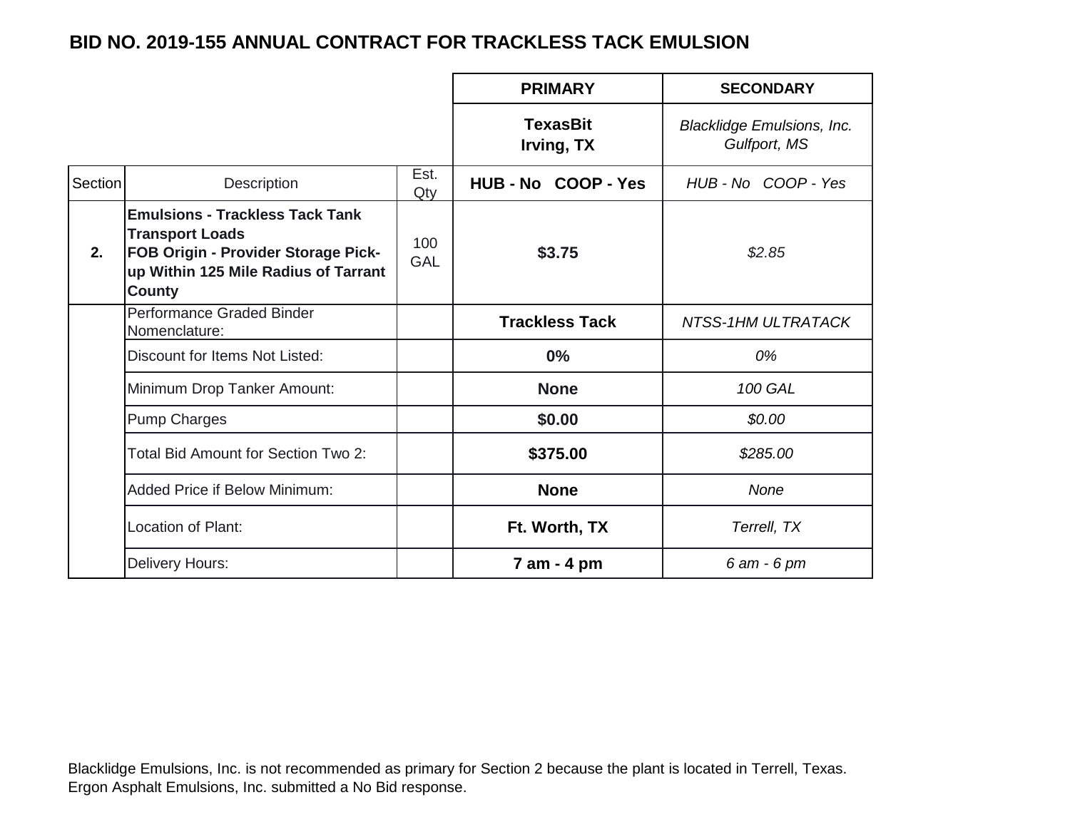## BID NO. 2019-155 ANNUAL CONTRACT FOR TRACKLESS TACK EMULSION

| Section | Description | Est. Qty | PRIMARY | SECONDARY |
|---|---|---|---|---|
| | | | **TexasBit Irving, TX** | *Blacklidge Emulsions, Inc. Gulfport, MS* |
| | | | **HUB - No COOP - Yes** | *HUB - No COOP - Yes* |
| **2.** | **Emulsions - Trackless Tack Tank Transport Loads FOB Origin - Provider Storage Pick-up Within 125 Mile Radius of Tarrant County** | 100 GAL | **$3.75** | *$2.85* |
| | Performance Graded Binder Nomenclature: | | **Trackless Tack** | *NTSS-1HM ULTRATACK* |
| | Discount for Items Not Listed: | | **0%** | *0%* |
| | Minimum Drop Tanker Amount: | | **None** | *100 GAL* |
| | Pump Charges | | **$0.00** | *$0.00* |
| | Total Bid Amount for Section Two 2: | | **$375.00** | *$285.00* |
| | Added Price if Below Minimum: | | **None** | *None* |
| | Location of Plant: | | **Ft. Worth, TX** | *Terrell, TX* |
| | Delivery Hours: | | **7 am - 4 pm** | *6 am - 6 pm* |

Blacklidge Emulsions, Inc. is not recommended as primary for Section 2 because the plant is located in Terrell, Texas.
Ergon Asphalt Emulsions, Inc. submitted a No Bid response.